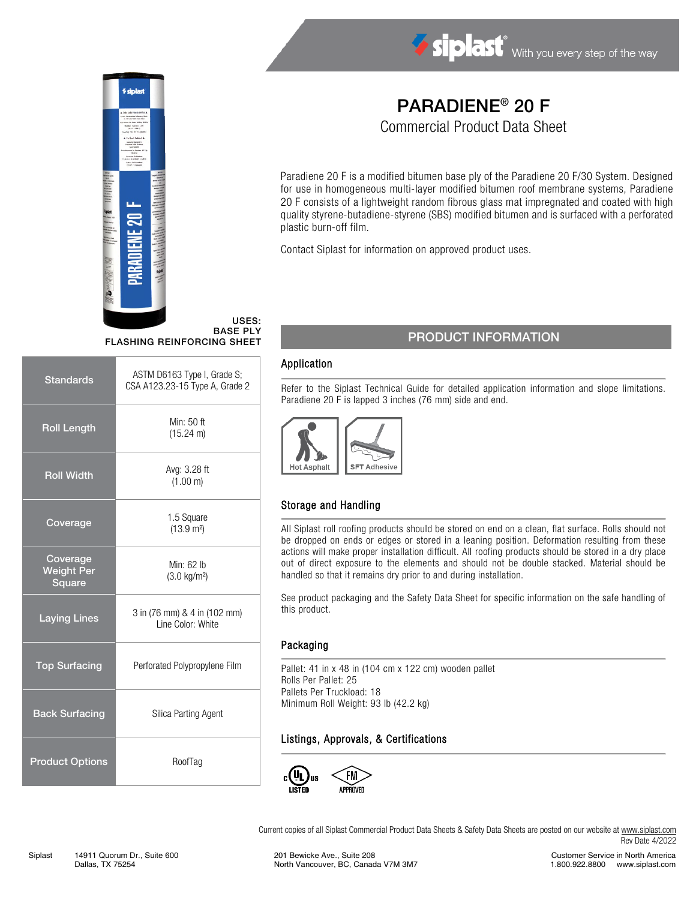# PARADIENE® 20 F

## Commercial Product Data Sheet

Paradiene 20 F is a modified bitumen base ply of the Paradiene 20 F/30 System. Designed for use in homogeneous multi-layer modified bitumen roof membrane systems, Paradiene 20 F consists of a lightweight random fibrous glass mat impregnated and coated with high quality styrene-butadiene-styrene (SBS) modified bitumen and is surfaced with a perforated plastic burn-off film.

Contact Siplast for information on approved product uses.

**USES:**
**BASE PLY**
**FLASHING REINFORCING SHEET**

| | |
|---|---|
| **Standards** | ASTM D6163 Type I, Grade S; CSA A123.23-15 Type A, Grade 2 |
| **Roll Length** | Min: 50 ft (15.24 m) |
| **Roll Width** | Avg: 3.28 ft (1.00 m) |
| **Coverage** | 1.5 Square (13.9 m²) |
| **Coverage Weight Per Square** | Min: 62 lb (3.0 kg/m²) |
| **Laying Lines** | 3 in (76 mm) & 4 in (102 mm) Line Color: White |
| **Top Surfacing** | Perforated Polypropylene Film |
| **Back Surfacing** | Silica Parting Agent |
| **Product Options** | RoofTag |

## PRODUCT INFORMATION

### Application

Refer to the Siplast Technical Guide for detailed application information and slope limitations. Paradiene 20 F is lapped 3 inches (76 mm) side and end.

Hot Asphalt | SFT Adhesive

### Storage and Handling

All Siplast roll roofing products should be stored on end on a clean, flat surface. Rolls should not be dropped on ends or edges or stored in a leaning position. Deformation resulting from these actions will make proper installation difficult. All roofing products should be stored in a dry place out of direct exposure to the elements and should not be double stacked. Material should be handled so that it remains dry prior to and during installation.

See product packaging and the Safety Data Sheet for specific information on the safe handling of this product.

### Packaging

Pallet: 41 in x 48 in (104 cm x 122 cm) wooden pallet
Rolls Per Pallet: 25
Pallets Per Truckload: 18
Minimum Roll Weight: 93 lb (42.2 kg)

### Listings, Approvals, & Certifications

c UL us LISTED | FM APPROVED

Current copies of all Siplast Commercial Product Data Sheets & Safety Data Sheets are posted on our website at www.siplast.com
Rev Date 4/2022

Siplast 14911 Quorum Dr., Suite 600, Dallas, TX 75254 | 201 Bewicke Ave., Suite 208, North Vancouver, BC, Canada V7M 3M7 | Customer Service in North America 1.800.922.8800 www.siplast.com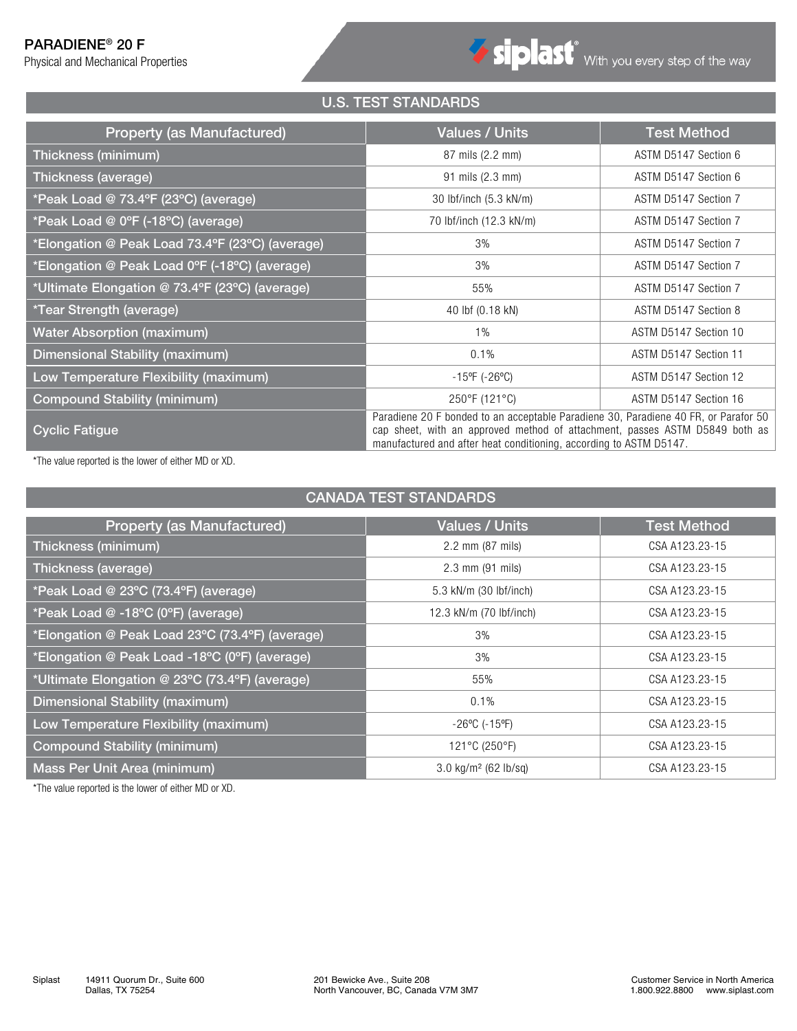# PARADIENE® 20 F

Physical and Mechanical Properties

## U.S. TEST STANDARDS

| Property (as Manufactured) | Values / Units | Test Method |
|---|---|---|
| Thickness (minimum) | 87 mils (2.2 mm) | ASTM D5147 Section 6 |
| Thickness (average) | 91 mils (2.3 mm) | ASTM D5147 Section 6 |
| *Peak Load @ 73.4ºF (23ºC) (average) | 30 lbf/inch (5.3 kN/m) | ASTM D5147 Section 7 |
| *Peak Load @ 0ºF (-18ºC) (average) | 70 lbf/inch (12.3 kN/m) | ASTM D5147 Section 7 |
| *Elongation @ Peak Load 73.4ºF (23ºC) (average) | 3% | ASTM D5147 Section 7 |
| *Elongation @ Peak Load 0ºF (-18ºC) (average) | 3% | ASTM D5147 Section 7 |
| *Ultimate Elongation @ 73.4ºF (23ºC) (average) | 55% | ASTM D5147 Section 7 |
| *Tear Strength (average) | 40 lbf (0.18 kN) | ASTM D5147 Section 8 |
| Water Absorption (maximum) | 1% | ASTM D5147 Section 10 |
| Dimensional Stability (maximum) | 0.1% | ASTM D5147 Section 11 |
| Low Temperature Flexibility (maximum) | -15ºF (-26ºC) | ASTM D5147 Section 12 |
| Compound Stability (minimum) | 250°F (121°C) | ASTM D5147 Section 16 |
| Cyclic Fatigue | Paradiene 20 F bonded to an acceptable Paradiene 30, Paradiene 40 FR, or Parafor 50 cap sheet, with an approved method of attachment, passes ASTM D5849 both as manufactured and after heat conditioning, according to ASTM D5147. | |

*The value reported is the lower of either MD or XD.

## CANADA TEST STANDARDS

| Property (as Manufactured) | Values / Units | Test Method |
|---|---|---|
| Thickness (minimum) | 2.2 mm (87 mils) | CSA A123.23-15 |
| Thickness (average) | 2.3 mm (91 mils) | CSA A123.23-15 |
| *Peak Load @ 23ºC (73.4ºF) (average) | 5.3 kN/m (30 lbf/inch) | CSA A123.23-15 |
| *Peak Load @ -18ºC (0ºF) (average) | 12.3 kN/m (70 lbf/inch) | CSA A123.23-15 |
| *Elongation @ Peak Load 23ºC (73.4ºF) (average) | 3% | CSA A123.23-15 |
| *Elongation @ Peak Load -18ºC (0ºF) (average) | 3% | CSA A123.23-15 |
| *Ultimate Elongation @ 23ºC (73.4ºF) (average) | 55% | CSA A123.23-15 |
| Dimensional Stability (maximum) | 0.1% | CSA A123.23-15 |
| Low Temperature Flexibility (maximum) | -26ºC (-15ºF) | CSA A123.23-15 |
| Compound Stability (minimum) | 121°C (250°F) | CSA A123.23-15 |
| Mass Per Unit Area (minimum) | 3.0 kg/m² (62 lb/sq) | CSA A123.23-15 |

*The value reported is the lower of either MD or XD.

Siplast 14911 Quorum Dr., Suite 600 Dallas, TX 75254

201 Bewicke Ave., Suite 208 North Vancouver, BC, Canada V7M 3M7

Customer Service in North America 1.800.922.8800 www.siplast.com